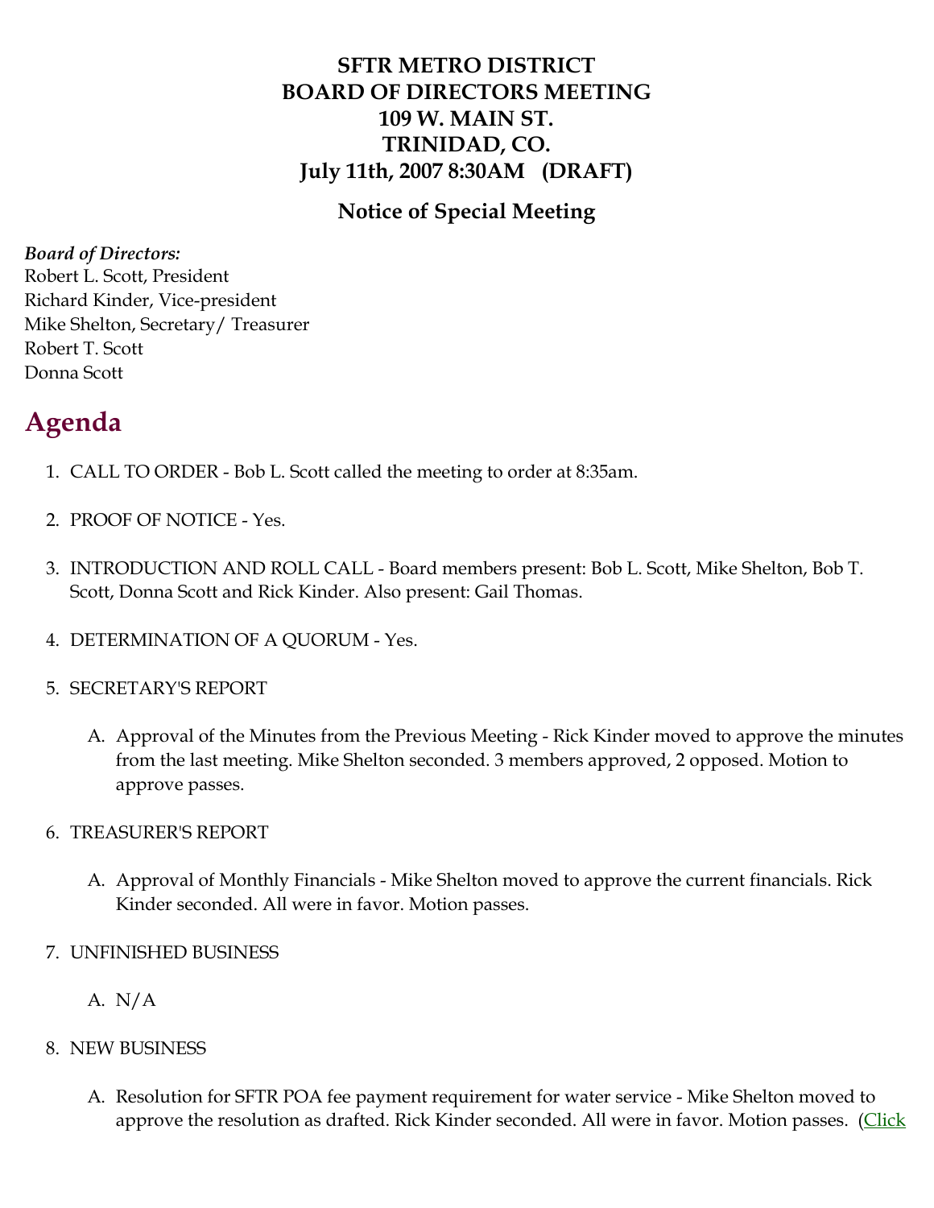**SFTR METRO DISTRICT**
**BOARD OF DIRECTORS MEETING**
**109 W. MAIN ST.**
**TRINIDAD, CO.**
**July 11th, 2007 8:30AM (DRAFT)**

**Notice of Special Meeting**

***Board of Directors:***
Robert L. Scott, President
Richard Kinder, Vice-president
Mike Shelton, Secretary/ Treasurer
Robert T. Scott
Donna Scott

# Agenda

1. CALL TO ORDER - Bob L. Scott called the meeting to order at 8:35am.

2. PROOF OF NOTICE - Yes.

3. INTRODUCTION AND ROLL CALL - Board members present: Bob L. Scott, Mike Shelton, Bob T. Scott, Donna Scott and Rick Kinder. Also present: Gail Thomas.

4. DETERMINATION OF A QUORUM - Yes.

5. SECRETARY'S REPORT

   A. Approval of the Minutes from the Previous Meeting - Rick Kinder moved to approve the minutes from the last meeting. Mike Shelton seconded. 3 members approved, 2 opposed. Motion to approve passes.

6. TREASURER'S REPORT

   A. Approval of Monthly Financials - Mike Shelton moved to approve the current financials. Rick Kinder seconded. All were in favor. Motion passes.

7. UNFINISHED BUSINESS

   A. N/A

8. NEW BUSINESS

   A. Resolution for SFTR POA fee payment requirement for water service - Mike Shelton moved to approve the resolution as drafted. Rick Kinder seconded. All were in favor. Motion passes. (Click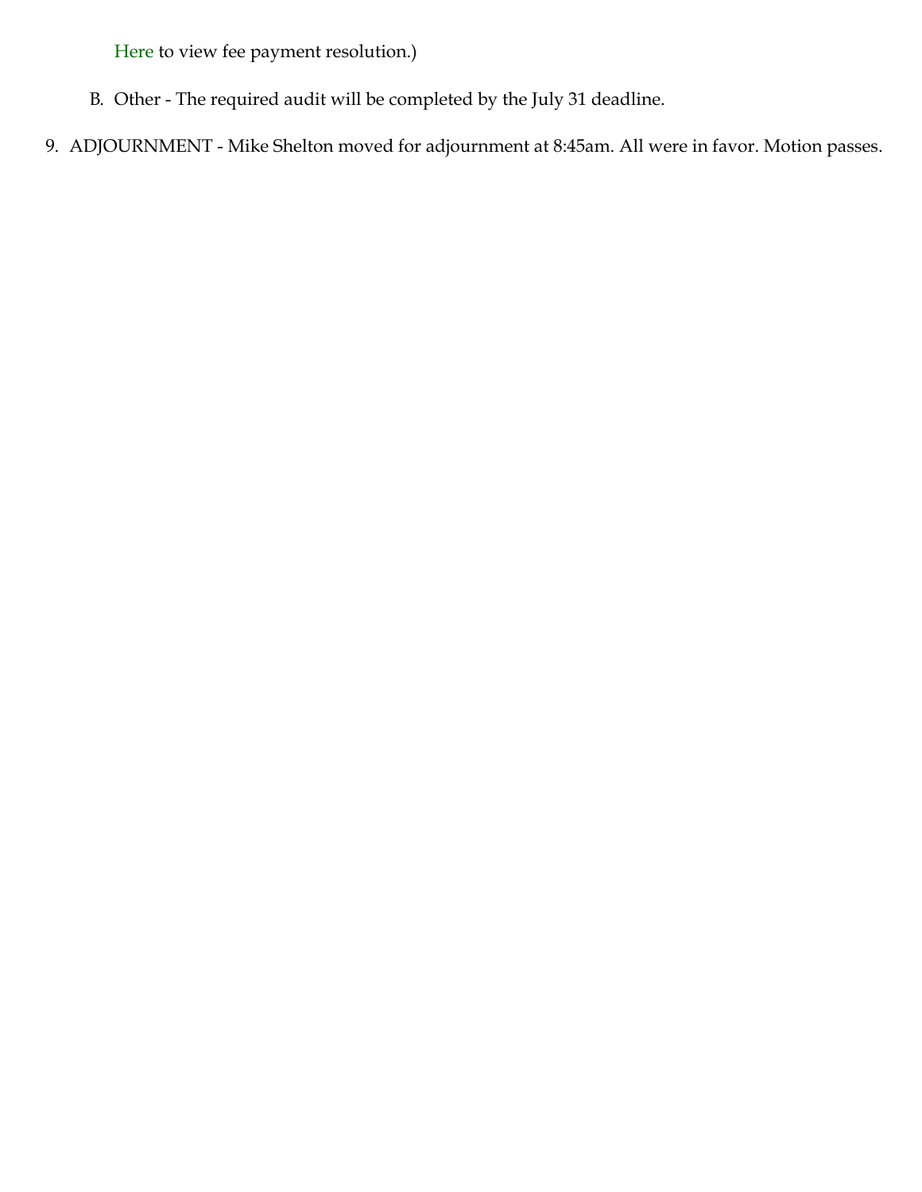Here to view fee payment resolution.)

B. Other - The required audit will be completed by the July 31 deadline.

9. ADJOURNMENT - Mike Shelton moved for adjournment at 8:45am. All were in favor. Motion passes.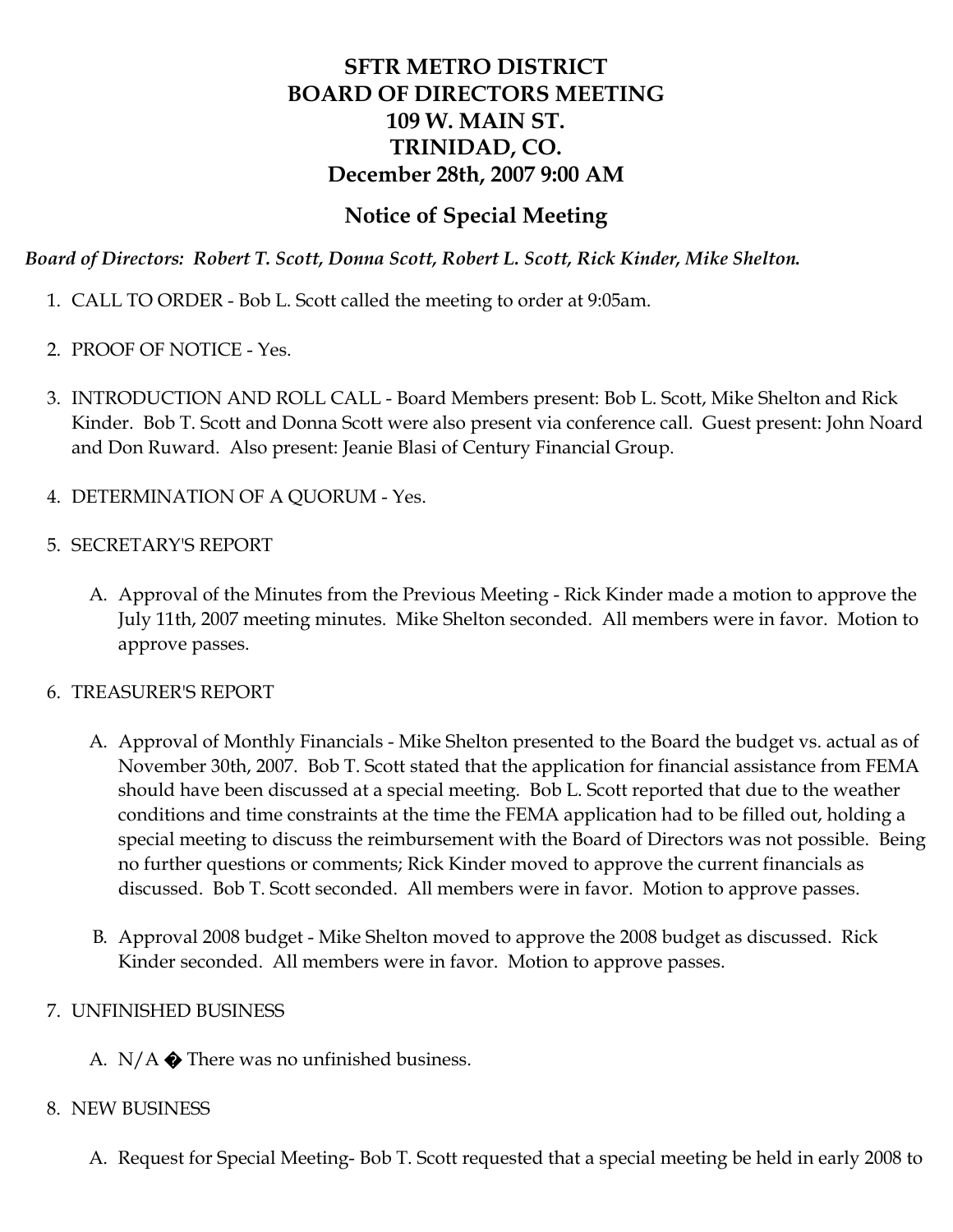# SFTR METRO DISTRICT
# BOARD OF DIRECTORS MEETING
# 109 W. MAIN ST.
# TRINIDAD, CO.
# December 28th, 2007 9:00 AM

## Notice of Special Meeting

***Board of Directors: Robert T. Scott, Donna Scott, Robert L. Scott, Rick Kinder, Mike Shelton.***

1. CALL TO ORDER - Bob L. Scott called the meeting to order at 9:05am.

2. PROOF OF NOTICE - Yes.

3. INTRODUCTION AND ROLL CALL - Board Members present: Bob L. Scott, Mike Shelton and Rick Kinder. Bob T. Scott and Donna Scott were also present via conference call. Guest present: John Noard and Don Ruward. Also present: Jeanie Blasi of Century Financial Group.

4. DETERMINATION OF A QUORUM - Yes.

5. SECRETARY'S REPORT

   A. Approval of the Minutes from the Previous Meeting - Rick Kinder made a motion to approve the July 11th, 2007 meeting minutes. Mike Shelton seconded. All members were in favor. Motion to approve passes.

6. TREASURER'S REPORT

   A. Approval of Monthly Financials - Mike Shelton presented to the Board the budget vs. actual as of November 30th, 2007. Bob T. Scott stated that the application for financial assistance from FEMA should have been discussed at a special meeting. Bob L. Scott reported that due to the weather conditions and time constraints at the time the FEMA application had to be filled out, holding a special meeting to discuss the reimbursement with the Board of Directors was not possible. Being no further questions or comments; Rick Kinder moved to approve the current financials as discussed. Bob T. Scott seconded. All members were in favor. Motion to approve passes.

   B. Approval 2008 budget - Mike Shelton moved to approve the 2008 budget as discussed. Rick Kinder seconded. All members were in favor. Motion to approve passes.

7. UNFINISHED BUSINESS

   A. N/A � There was no unfinished business.

8. NEW BUSINESS

   A. Request for Special Meeting- Bob T. Scott requested that a special meeting be held in early 2008 to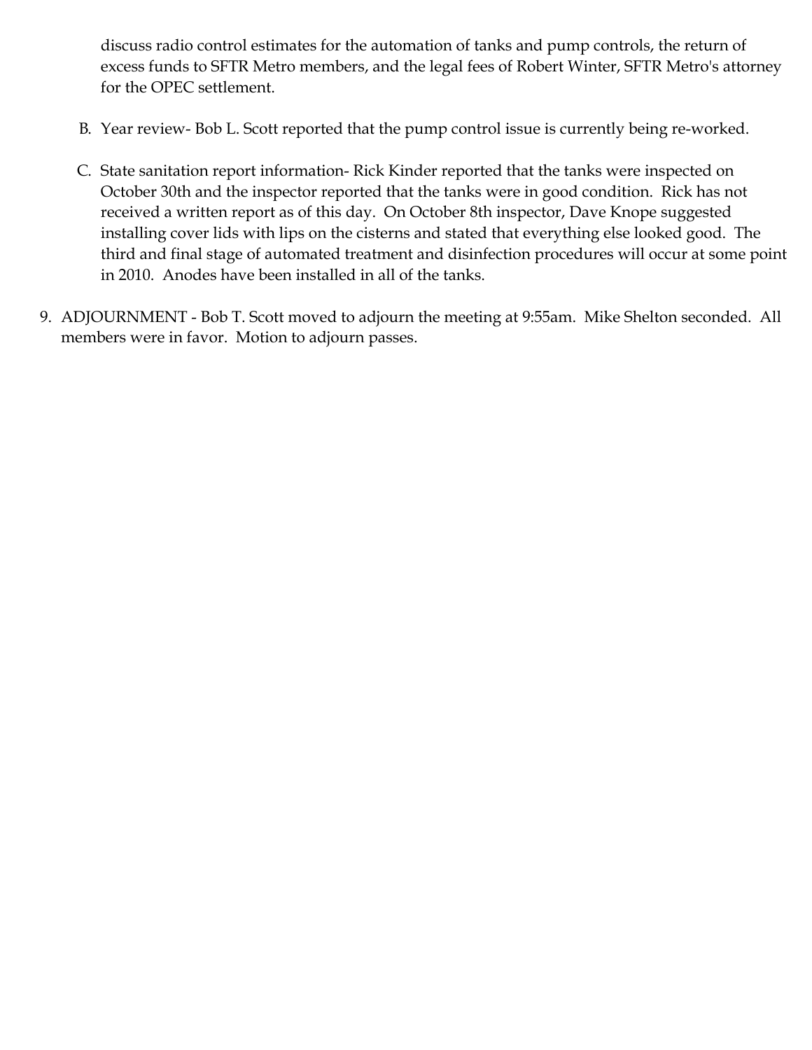discuss radio control estimates for the automation of tanks and pump controls, the return of excess funds to SFTR Metro members, and the legal fees of Robert Winter, SFTR Metro's attorney for the OPEC settlement.

B. Year review- Bob L. Scott reported that the pump control issue is currently being re-worked.

C. State sanitation report information- Rick Kinder reported that the tanks were inspected on October 30th and the inspector reported that the tanks were in good condition. Rick has not received a written report as of this day. On October 8th inspector, Dave Knope suggested installing cover lids with lips on the cisterns and stated that everything else looked good. The third and final stage of automated treatment and disinfection procedures will occur at some point in 2010. Anodes have been installed in all of the tanks.

9. ADJOURNMENT - Bob T. Scott moved to adjourn the meeting at 9:55am. Mike Shelton seconded. All members were in favor. Motion to adjourn passes.